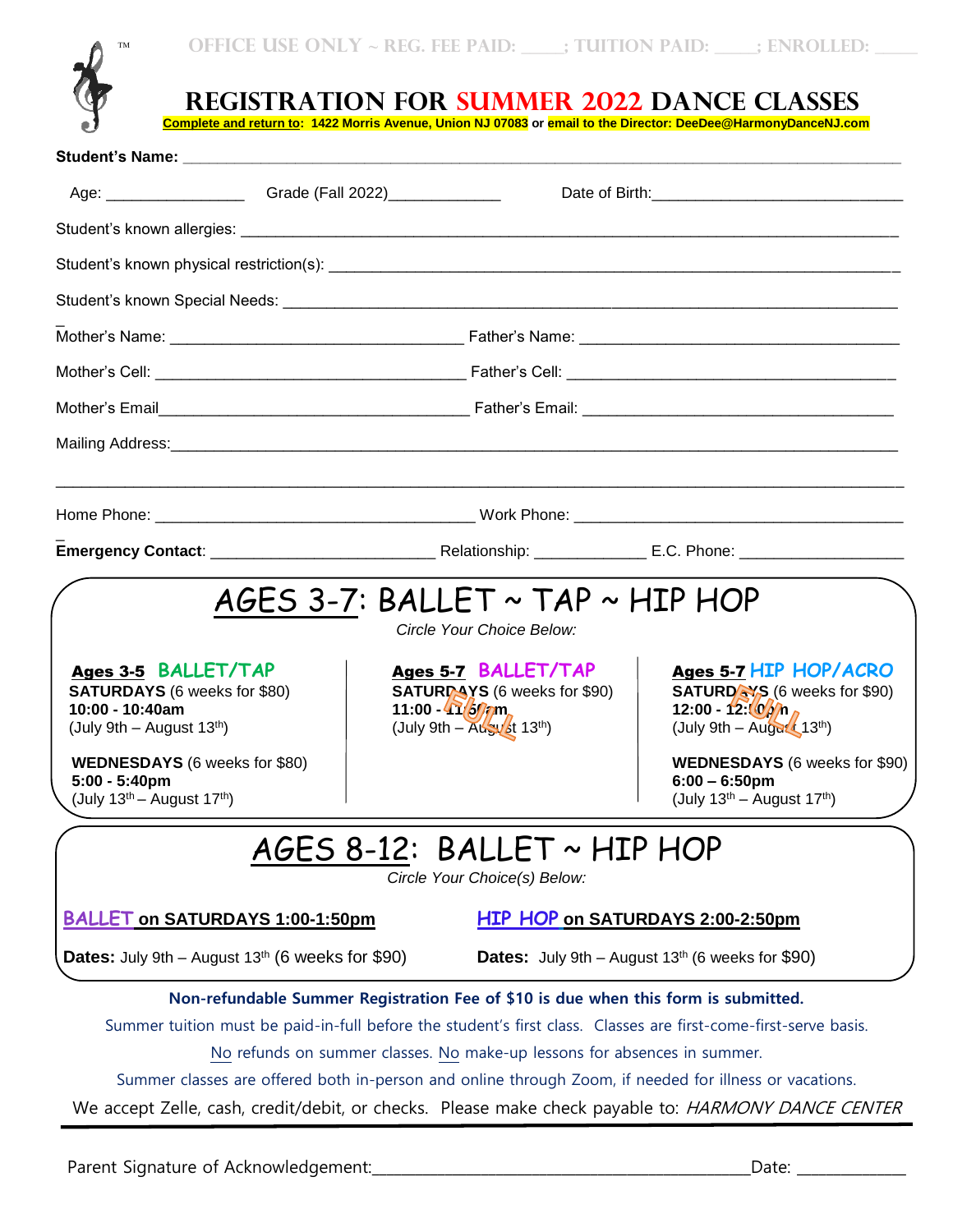OFFICE USE ONLY ~ REG. FEE PAID: ____; TUITION PAID: ____; ENROLLED: ____

# REGISTRATION FOR SUMMER 2022 DANCE CLASSES

**Complete and return to: 1422 Morris Avenue, Union NJ 07083 or email to the Director: DeeDee@HarmonyDanceNJ.com**

**Student's Name:** ________________________________________________

Age: ______________ Grade (Fall 2022)____________ Date of Birth:__________________________

Student's known allergies: ________________________________________________

Student's known physical restriction(s): ________________________________________________

Student's known Special Needs: ________________________________________________

Mother's Name: ______________________________ Father's Name: ______________________________

Mother's Cell: ______________________________ Father's Cell: ______________________________

Mother's Email______________________________ Father's Email: ______________________________

Mailing Address:________________________________________________

________________________________________________

Home Phone: ______________________________ Work Phone: ______________________________

**Emergency Contact**: ______________________ Relationship: ____________ E.C. Phone: ________________

## AGES 3-7: BALLET ~ TAP ~ HIP HOP

*Circle Your Choice Below:*

**Ages 3-5 BALLET/TAP**
**SATURDAYS** (6 weeks for $80)
**10:00 - 10:40am**
(July 9th – August 13th)

**WEDNESDAYS** (6 weeks for $80)
**5:00 - 5:40pm**
(July 13th – August 17th)

**Ages 5-7 BALLET/TAP** (FULL)
**SATURDAYS** (6 weeks for $90)
**11:00 - 11:50am**
(July 9th – August 13th)

**Ages 5-7 HIP HOP/ACRO**
**SATURDAYS** (6 weeks for $90) (FULL)
**12:00 - 12:50pm**
(July 9th – August 13th)

**WEDNESDAYS** (6 weeks for $90)
**6:00 – 6:50pm**
(July 13th – August 17th)

## AGES 8-12: BALLET ~ HIP HOP

*Circle Your Choice(s) Below:*

**BALLET on SATURDAYS 1:00-1:50pm**

**Dates:** July 9th – August 13th (6 weeks for $90)

**HIP HOP on SATURDAYS 2:00-2:50pm**

**Dates:** July 9th – August 13th (6 weeks for $90)

**Non-refundable Summer Registration Fee of $10 is due when this form is submitted.**

Summer tuition must be paid-in-full before the student's first class. Classes are first-come-first-serve basis.

No refunds on summer classes. No make-up lessons for absences in summer.

Summer classes are offered both in-person and online through Zoom, if needed for illness or vacations.

We accept Zelle, cash, credit/debit, or checks. Please make check payable to: *HARMONY DANCE CENTER*

Parent Signature of Acknowledgement:________________________________________ Date: ____________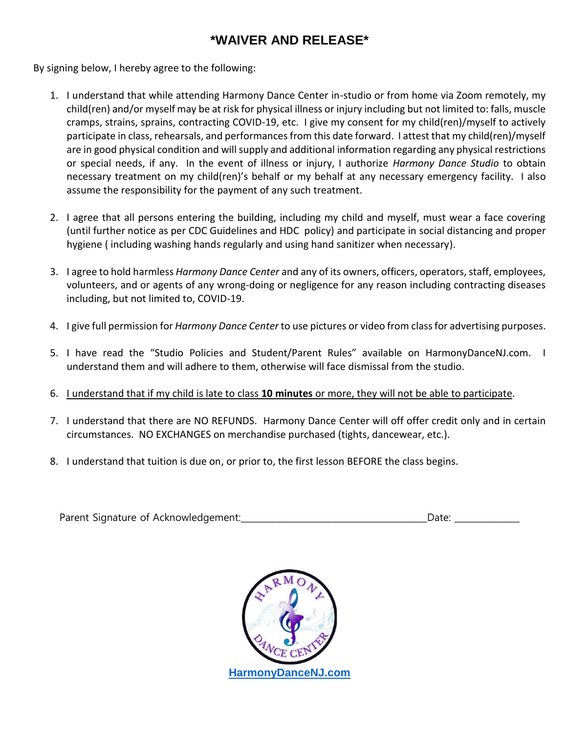# *WAIVER AND RELEASE*

By signing below, I hereby agree to the following:

1. I understand that while attending Harmony Dance Center in-studio or from home via Zoom remotely, my child(ren) and/or myself may be at risk for physical illness or injury including but not limited to: falls, muscle cramps, strains, sprains, contracting COVID-19, etc. I give my consent for my child(ren)/myself to actively participate in class, rehearsals, and performances from this date forward. I attest that my child(ren)/myself are in good physical condition and will supply and additional information regarding any physical restrictions or special needs, if any. In the event of illness or injury, I authorize *Harmony Dance Studio* to obtain necessary treatment on my child(ren)'s behalf or my behalf at any necessary emergency facility. I also assume the responsibility for the payment of any such treatment.

2. I agree that all persons entering the building, including my child and myself, must wear a face covering (until further notice as per CDC Guidelines and HDC policy) and participate in social distancing and proper hygiene ( including washing hands regularly and using hand sanitizer when necessary).

3. I agree to hold harmless *Harmony Dance Center* and any of its owners, officers, operators, staff, employees, volunteers, and or agents of any wrong-doing or negligence for any reason including contracting diseases including, but not limited to, COVID-19.

4. I give full permission for *Harmony Dance Center* to use pictures or video from class for advertising purposes.

5. I have read the "Studio Policies and Student/Parent Rules" available on HarmonyDanceNJ.com. I understand them and will adhere to them, otherwise will face dismissal from the studio.

6. <u>I understand that if my child is late to class **10 minutes** or more, they will not be able to participate</u>.

7. I understand that there are NO REFUNDS. Harmony Dance Center will off offer credit only and in certain circumstances. NO EXCHANGES on merchandise purchased (tights, dancewear, etc.).

8. I understand that tuition is due on, or prior to, the first lesson BEFORE the class begins.

Parent Signature of Acknowledgement:___________________________________Date: ____________

HARMONY DANCE CENTER

HarmonyDanceNJ.com